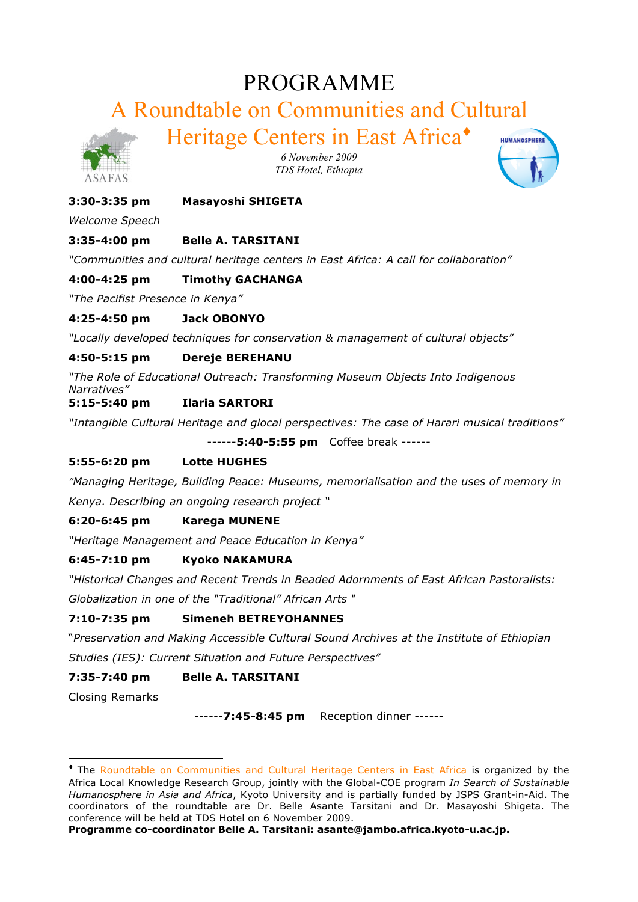# PROGRAMME

## A Roundtable on Communities and Cultural Heritage Centers in East Africa♦

ASAFAS

HUMANOSPHERE

*6 November 2009*
*TDS Hotel, Ethiopia*

**3:30-3:35 pm Masayoshi SHIGETA**

*Welcome Speech*

**3:35-4:00 pm Belle A. TARSITANI**

*"Communities and cultural heritage centers in East Africa: A call for collaboration"*

**4:00-4:25 pm Timothy GACHANGA**

*"The Pacifist Presence in Kenya"*

**4:25-4:50 pm Jack OBONYO**

*"Locally developed techniques for conservation & management of cultural objects"*

**4:50-5:15 pm Dereje BEREHANU**

*"The Role of Educational Outreach: Transforming Museum Objects Into Indigenous Narratives"*

**5:15-5:40 pm Ilaria SARTORI**

*"Intangible Cultural Heritage and glocal perspectives: The case of Harari musical traditions"*

------**5:40-5:55 pm** Coffee break ------

**5:55-6:20 pm Lotte HUGHES**

*"Managing Heritage, Building Peace: Museums, memorialisation and the uses of memory in Kenya. Describing an ongoing research project "*

**6:20-6:45 pm Karega MUNENE**

*"Heritage Management and Peace Education in Kenya"*

**6:45-7:10 pm Kyoko NAKAMURA**

*"Historical Changes and Recent Trends in Beaded Adornments of East African Pastoralists: Globalization in one of the "Traditional" African Arts "*

**7:10-7:35 pm Simeneh BETREYOHANNES**

"*Preservation and Making Accessible Cultural Sound Archives at the Institute of Ethiopian Studies (IES): Current Situation and Future Perspectives"*

**7:35-7:40 pm Belle A. TARSITANI**

Closing Remarks

------**7:45-8:45 pm** Reception dinner ------

---

♦ The Roundtable on Communities and Cultural Heritage Centers in East Africa is organized by the Africa Local Knowledge Research Group, jointly with the Global-COE program *In Search of Sustainable Humanosphere in Asia and Africa*, Kyoto University and is partially funded by JSPS Grant-in-Aid. The coordinators of the roundtable are Dr. Belle Asante Tarsitani and Dr. Masayoshi Shigeta. The conference will be held at TDS Hotel on 6 November 2009.

**Programme co-coordinator Belle A. Tarsitani: asante@jambo.africa.kyoto-u.ac.jp.**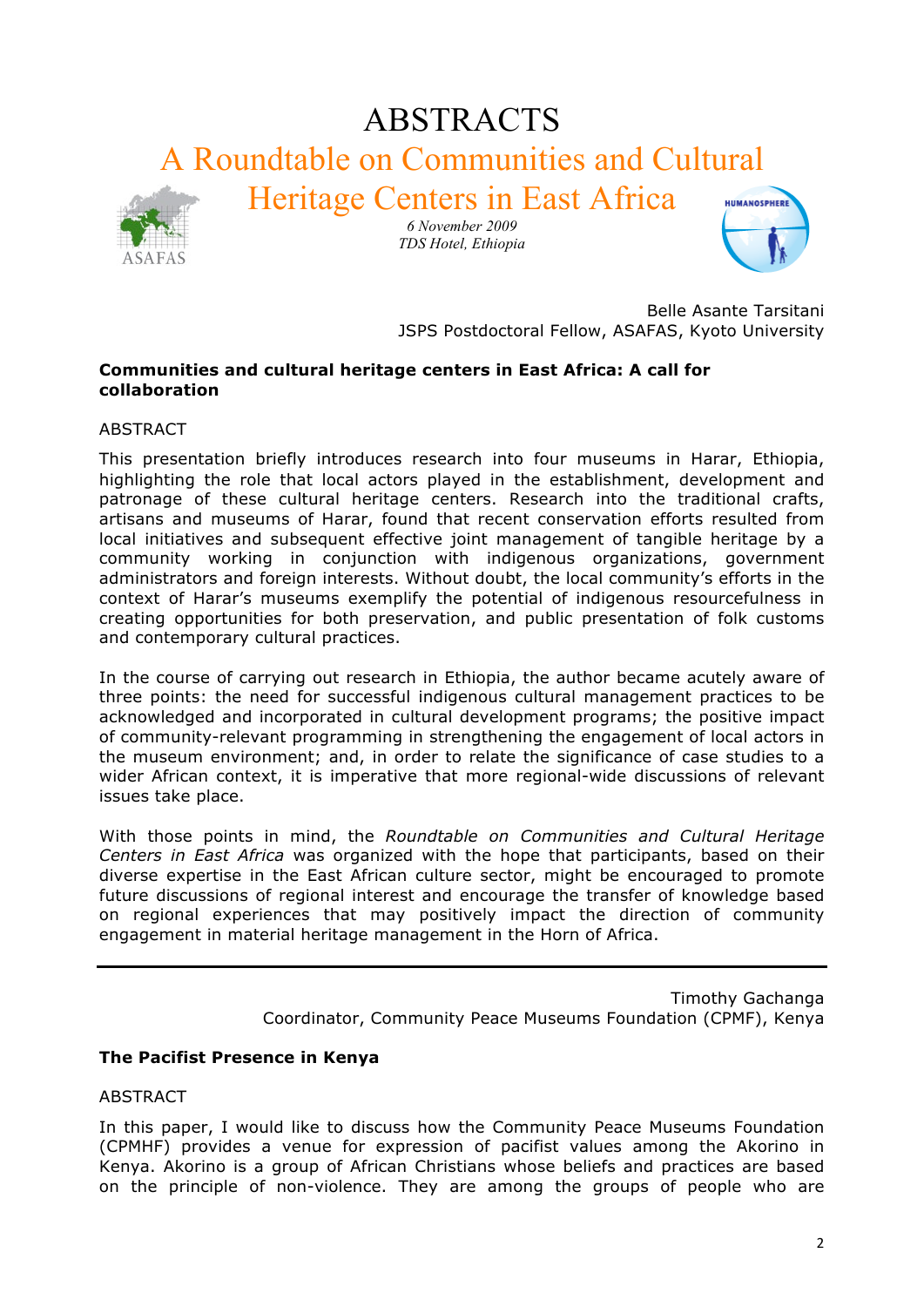# ABSTRACTS

## A Roundtable on Communities and Cultural Heritage Centers in East Africa

*6 November 2009*
*TDS Hotel, Ethiopia*

Belle Asante Tarsitani
JSPS Postdoctoral Fellow, ASAFAS, Kyoto University

**Communities and cultural heritage centers in East Africa: A call for collaboration**

ABSTRACT

This presentation briefly introduces research into four museums in Harar, Ethiopia, highlighting the role that local actors played in the establishment, development and patronage of these cultural heritage centers. Research into the traditional crafts, artisans and museums of Harar, found that recent conservation efforts resulted from local initiatives and subsequent effective joint management of tangible heritage by a community working in conjunction with indigenous organizations, government administrators and foreign interests. Without doubt, the local community's efforts in the context of Harar's museums exemplify the potential of indigenous resourcefulness in creating opportunities for both preservation, and public presentation of folk customs and contemporary cultural practices.

In the course of carrying out research in Ethiopia, the author became acutely aware of three points: the need for successful indigenous cultural management practices to be acknowledged and incorporated in cultural development programs; the positive impact of community-relevant programming in strengthening the engagement of local actors in the museum environment; and, in order to relate the significance of case studies to a wider African context, it is imperative that more regional-wide discussions of relevant issues take place.

With those points in mind, the *Roundtable on Communities and Cultural Heritage Centers in East Africa* was organized with the hope that participants, based on their diverse expertise in the East African culture sector, might be encouraged to promote future discussions of regional interest and encourage the transfer of knowledge based on regional experiences that may positively impact the direction of community engagement in material heritage management in the Horn of Africa.

---

Timothy Gachanga
Coordinator, Community Peace Museums Foundation (CPMF), Kenya

**The Pacifist Presence in Kenya**

ABSTRACT

In this paper, I would like to discuss how the Community Peace Museums Foundation (CPMHF) provides a venue for expression of pacifist values among the Akorino in Kenya. Akorino is a group of African Christians whose beliefs and practices are based on the principle of non-violence. They are among the groups of people who are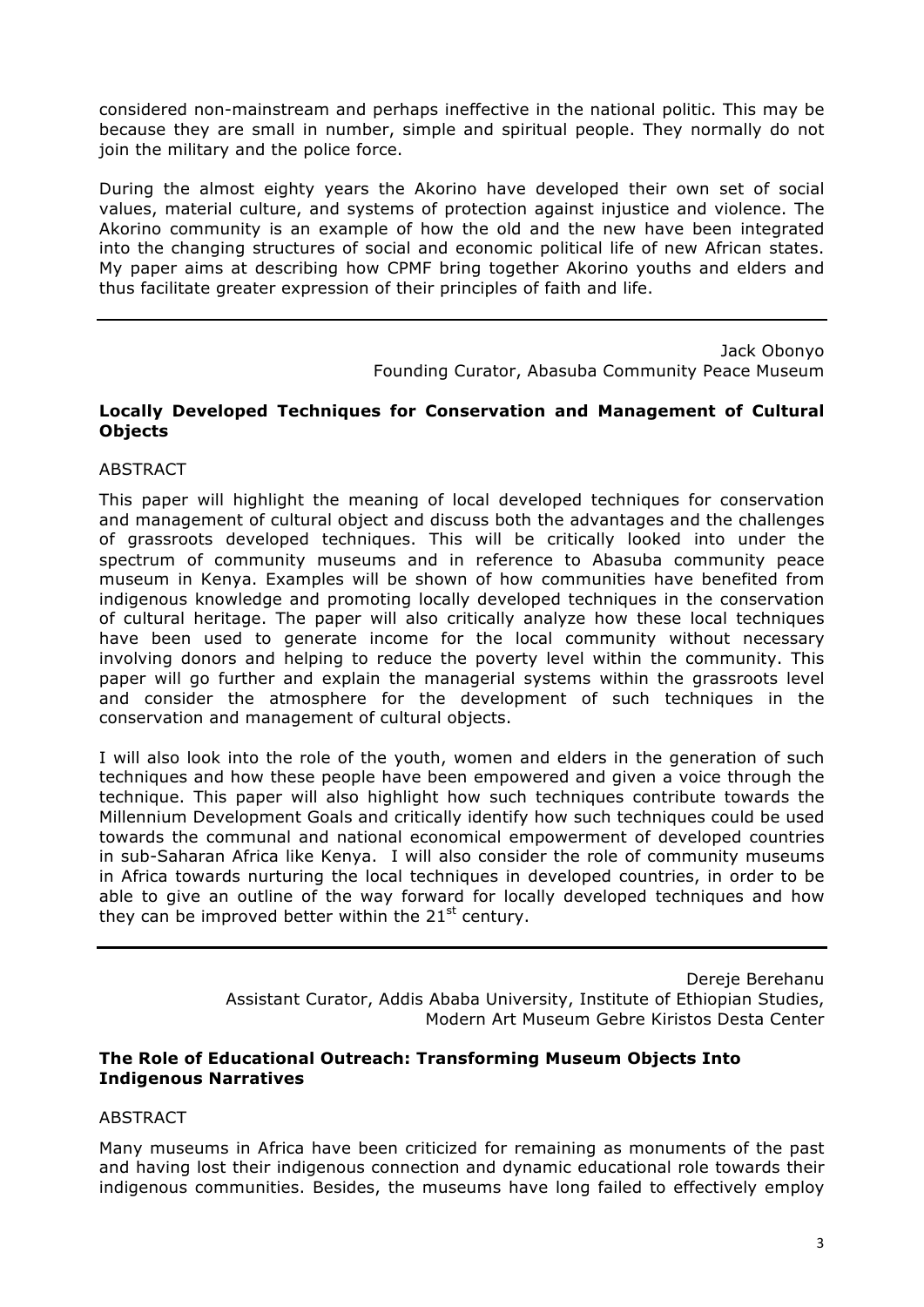considered non-mainstream and perhaps ineffective in the national politic. This may be because they are small in number, simple and spiritual people. They normally do not join the military and the police force.

During the almost eighty years the Akorino have developed their own set of social values, material culture, and systems of protection against injustice and violence. The Akorino community is an example of how the old and the new have been integrated into the changing structures of social and economic political life of new African states. My paper aims at describing how CPMF bring together Akorino youths and elders and thus facilitate greater expression of their principles of faith and life.

---

Jack Obonyo
Founding Curator, Abasuba Community Peace Museum

**Locally Developed Techniques for Conservation and Management of Cultural Objects**

ABSTRACT

This paper will highlight the meaning of local developed techniques for conservation and management of cultural object and discuss both the advantages and the challenges of grassroots developed techniques. This will be critically looked into under the spectrum of community museums and in reference to Abasuba community peace museum in Kenya. Examples will be shown of how communities have benefited from indigenous knowledge and promoting locally developed techniques in the conservation of cultural heritage. The paper will also critically analyze how these local techniques have been used to generate income for the local community without necessary involving donors and helping to reduce the poverty level within the community. This paper will go further and explain the managerial systems within the grassroots level and consider the atmosphere for the development of such techniques in the conservation and management of cultural objects.

I will also look into the role of the youth, women and elders in the generation of such techniques and how these people have been empowered and given a voice through the technique. This paper will also highlight how such techniques contribute towards the Millennium Development Goals and critically identify how such techniques could be used towards the communal and national economical empowerment of developed countries in sub-Saharan Africa like Kenya. I will also consider the role of community museums in Africa towards nurturing the local techniques in developed countries, in order to be able to give an outline of the way forward for locally developed techniques and how they can be improved better within the 21st century.

---

Dereje Berehanu
Assistant Curator, Addis Ababa University, Institute of Ethiopian Studies, Modern Art Museum Gebre Kiristos Desta Center

**The Role of Educational Outreach: Transforming Museum Objects Into Indigenous Narratives**

ABSTRACT

Many museums in Africa have been criticized for remaining as monuments of the past and having lost their indigenous connection and dynamic educational role towards their indigenous communities. Besides, the museums have long failed to effectively employ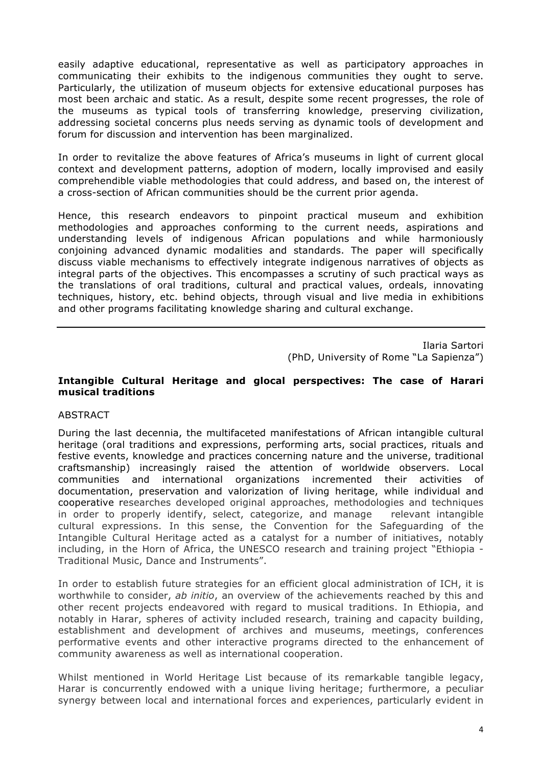easily adaptive educational, representative as well as participatory approaches in communicating their exhibits to the indigenous communities they ought to serve. Particularly, the utilization of museum objects for extensive educational purposes has most been archaic and static. As a result, despite some recent progresses, the role of the museums as typical tools of transferring knowledge, preserving civilization, addressing societal concerns plus needs serving as dynamic tools of development and forum for discussion and intervention has been marginalized.

In order to revitalize the above features of Africa's museums in light of current glocal context and development patterns, adoption of modern, locally improvised and easily comprehendible viable methodologies that could address, and based on, the interest of a cross-section of African communities should be the current prior agenda.

Hence, this research endeavors to pinpoint practical museum and exhibition methodologies and approaches conforming to the current needs, aspirations and understanding levels of indigenous African populations and while harmoniously conjoining advanced dynamic modalities and standards. The paper will specifically discuss viable mechanisms to effectively integrate indigenous narratives of objects as integral parts of the objectives. This encompasses a scrutiny of such practical ways as the translations of oral traditions, cultural and practical values, ordeals, innovating techniques, history, etc. behind objects, through visual and live media in exhibitions and other programs facilitating knowledge sharing and cultural exchange.

---

Ilaria Sartori
(PhD, University of Rome "La Sapienza")

**Intangible Cultural Heritage and glocal perspectives: The case of Harari musical traditions**

ABSTRACT

During the last decennia, the multifaceted manifestations of African intangible cultural heritage (oral traditions and expressions, performing arts, social practices, rituals and festive events, knowledge and practices concerning nature and the universe, traditional craftsmanship) increasingly raised the attention of worldwide observers. Local communities and international organizations incremented their activities of documentation, preservation and valorization of living heritage, while individual and cooperative researches developed original approaches, methodologies and techniques in order to properly identify, select, categorize, and manage relevant intangible cultural expressions. In this sense, the Convention for the Safeguarding of the Intangible Cultural Heritage acted as a catalyst for a number of initiatives, notably including, in the Horn of Africa, the UNESCO research and training project "Ethiopia - Traditional Music, Dance and Instruments".

In order to establish future strategies for an efficient glocal administration of ICH, it is worthwhile to consider, *ab initio*, an overview of the achievements reached by this and other recent projects endeavored with regard to musical traditions. In Ethiopia, and notably in Harar, spheres of activity included research, training and capacity building, establishment and development of archives and museums, meetings, conferences performative events and other interactive programs directed to the enhancement of community awareness as well as international cooperation.

Whilst mentioned in World Heritage List because of its remarkable tangible legacy, Harar is concurrently endowed with a unique living heritage; furthermore, a peculiar synergy between local and international forces and experiences, particularly evident in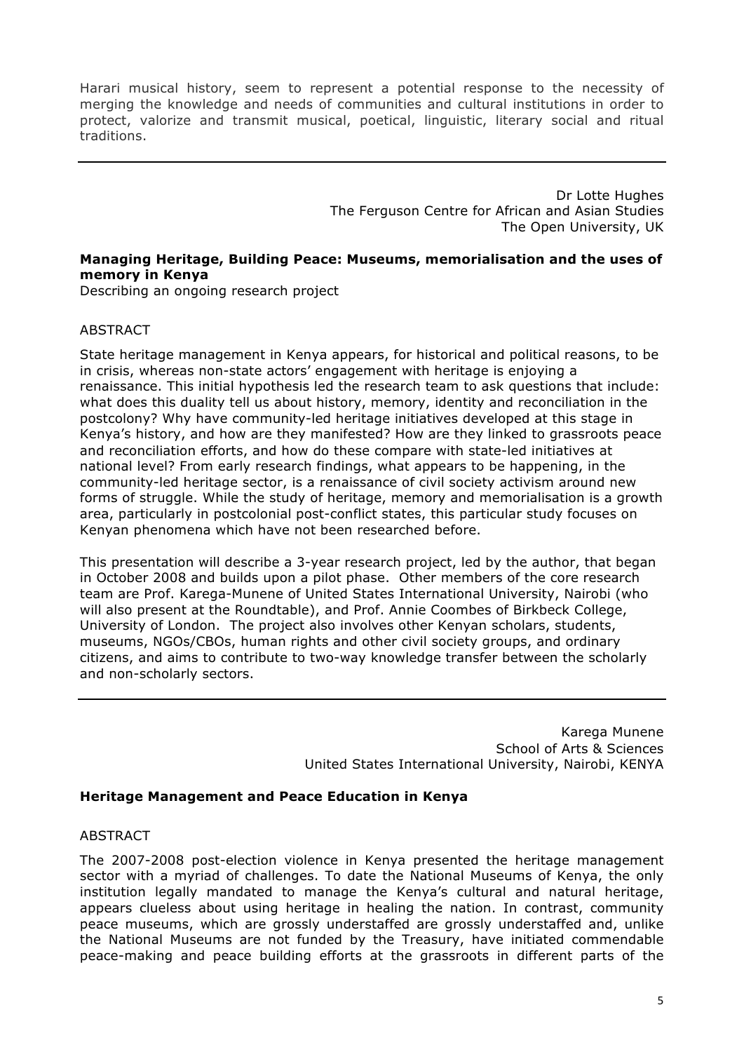Harari musical history, seem to represent a potential response to the necessity of merging the knowledge and needs of communities and cultural institutions in order to protect, valorize and transmit musical, poetical, linguistic, literary social and ritual traditions.

---

Dr Lotte Hughes
The Ferguson Centre for African and Asian Studies
The Open University, UK

**Managing Heritage, Building Peace: Museums, memorialisation and the uses of memory in Kenya**

Describing an ongoing research project

ABSTRACT

State heritage management in Kenya appears, for historical and political reasons, to be in crisis, whereas non-state actors' engagement with heritage is enjoying a renaissance. This initial hypothesis led the research team to ask questions that include: what does this duality tell us about history, memory, identity and reconciliation in the postcolony? Why have community-led heritage initiatives developed at this stage in Kenya's history, and how are they manifested? How are they linked to grassroots peace and reconciliation efforts, and how do these compare with state-led initiatives at national level? From early research findings, what appears to be happening, in the community-led heritage sector, is a renaissance of civil society activism around new forms of struggle. While the study of heritage, memory and memorialisation is a growth area, particularly in postcolonial post-conflict states, this particular study focuses on Kenyan phenomena which have not been researched before.

This presentation will describe a 3-year research project, led by the author, that began in October 2008 and builds upon a pilot phase. Other members of the core research team are Prof. Karega-Munene of United States International University, Nairobi (who will also present at the Roundtable), and Prof. Annie Coombes of Birkbeck College, University of London. The project also involves other Kenyan scholars, students, museums, NGOs/CBOs, human rights and other civil society groups, and ordinary citizens, and aims to contribute to two-way knowledge transfer between the scholarly and non-scholarly sectors.

---

Karega Munene
School of Arts & Sciences
United States International University, Nairobi, KENYA

**Heritage Management and Peace Education in Kenya**

ABSTRACT

The 2007-2008 post-election violence in Kenya presented the heritage management sector with a myriad of challenges. To date the National Museums of Kenya, the only institution legally mandated to manage the Kenya's cultural and natural heritage, appears clueless about using heritage in healing the nation. In contrast, community peace museums, which are grossly understaffed are grossly understaffed and, unlike the National Museums are not funded by the Treasury, have initiated commendable peace-making and peace building efforts at the grassroots in different parts of the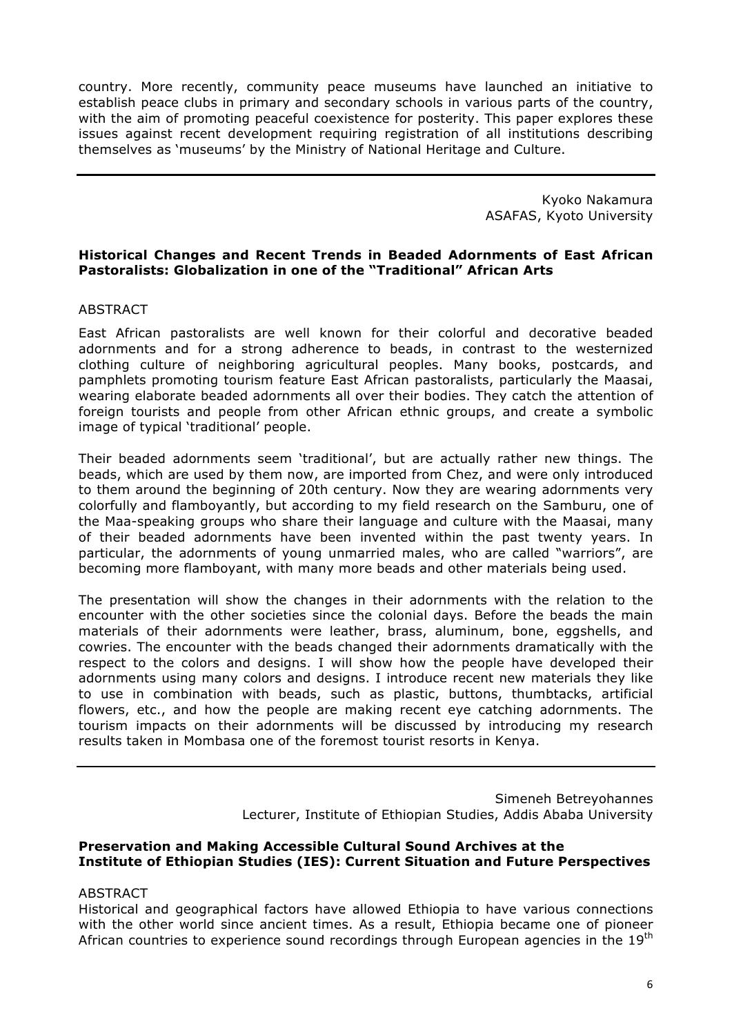country. More recently, community peace museums have launched an initiative to establish peace clubs in primary and secondary schools in various parts of the country, with the aim of promoting peaceful coexistence for posterity. This paper explores these issues against recent development requiring registration of all institutions describing themselves as 'museums' by the Ministry of National Heritage and Culture.

---

Kyoko Nakamura
ASAFAS, Kyoto University

**Historical Changes and Recent Trends in Beaded Adornments of East African Pastoralists: Globalization in one of the "Traditional" African Arts**

ABSTRACT

East African pastoralists are well known for their colorful and decorative beaded adornments and for a strong adherence to beads, in contrast to the westernized clothing culture of neighboring agricultural peoples. Many books, postcards, and pamphlets promoting tourism feature East African pastoralists, particularly the Maasai, wearing elaborate beaded adornments all over their bodies. They catch the attention of foreign tourists and people from other African ethnic groups, and create a symbolic image of typical 'traditional' people.

Their beaded adornments seem 'traditional', but are actually rather new things. The beads, which are used by them now, are imported from Chez, and were only introduced to them around the beginning of 20th century. Now they are wearing adornments very colorfully and flamboyantly, but according to my field research on the Samburu, one of the Maa-speaking groups who share their language and culture with the Maasai, many of their beaded adornments have been invented within the past twenty years. In particular, the adornments of young unmarried males, who are called "warriors", are becoming more flamboyant, with many more beads and other materials being used.

The presentation will show the changes in their adornments with the relation to the encounter with the other societies since the colonial days. Before the beads the main materials of their adornments were leather, brass, aluminum, bone, eggshells, and cowries. The encounter with the beads changed their adornments dramatically with the respect to the colors and designs. I will show how the people have developed their adornments using many colors and designs. I introduce recent new materials they like to use in combination with beads, such as plastic, buttons, thumbtacks, artificial flowers, etc., and how the people are making recent eye catching adornments. The tourism impacts on their adornments will be discussed by introducing my research results taken in Mombasa one of the foremost tourist resorts in Kenya.

---

Simeneh Betreyohannes
Lecturer, Institute of Ethiopian Studies, Addis Ababa University

**Preservation and Making Accessible Cultural Sound Archives at the Institute of Ethiopian Studies (IES): Current Situation and Future Perspectives**

ABSTRACT

Historical and geographical factors have allowed Ethiopia to have various connections with the other world since ancient times. As a result, Ethiopia became one of pioneer African countries to experience sound recordings through European agencies in the 19th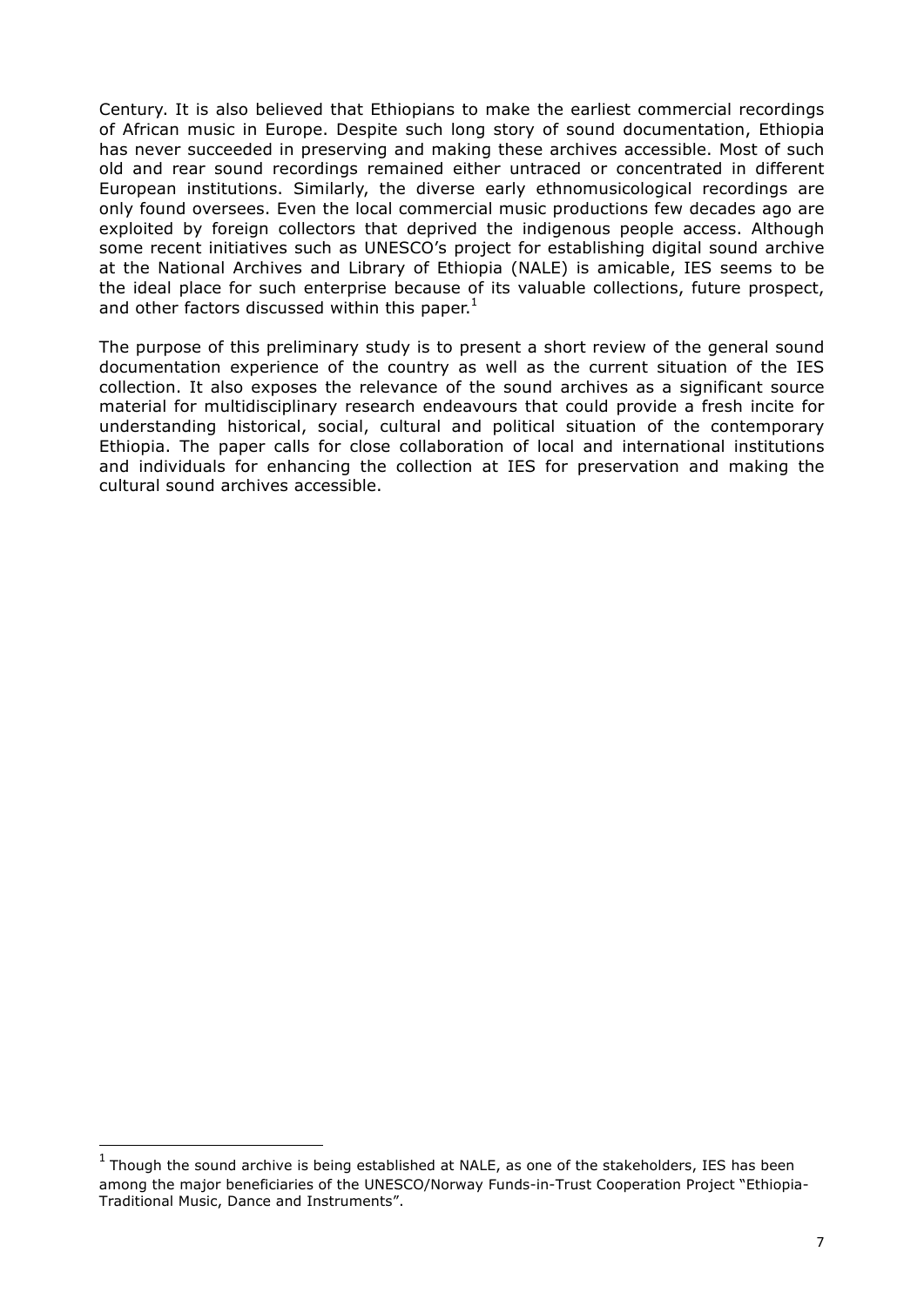Century. It is also believed that Ethiopians to make the earliest commercial recordings of African music in Europe. Despite such long story of sound documentation, Ethiopia has never succeeded in preserving and making these archives accessible. Most of such old and rear sound recordings remained either untraced or concentrated in different European institutions. Similarly, the diverse early ethnomusicological recordings are only found oversees. Even the local commercial music productions few decades ago are exploited by foreign collectors that deprived the indigenous people access. Although some recent initiatives such as UNESCO's project for establishing digital sound archive at the National Archives and Library of Ethiopia (NALE) is amicable, IES seems to be the ideal place for such enterprise because of its valuable collections, future prospect, and other factors discussed within this paper.[1]

The purpose of this preliminary study is to present a short review of the general sound documentation experience of the country as well as the current situation of the IES collection. It also exposes the relevance of the sound archives as a significant source material for multidisciplinary research endeavours that could provide a fresh incite for understanding historical, social, cultural and political situation of the contemporary Ethiopia. The paper calls for close collaboration of local and international institutions and individuals for enhancing the collection at IES for preservation and making the cultural sound archives accessible.

[1] Though the sound archive is being established at NALE, as one of the stakeholders, IES has been among the major beneficiaries of the UNESCO/Norway Funds-in-Trust Cooperation Project "Ethiopia-Traditional Music, Dance and Instruments".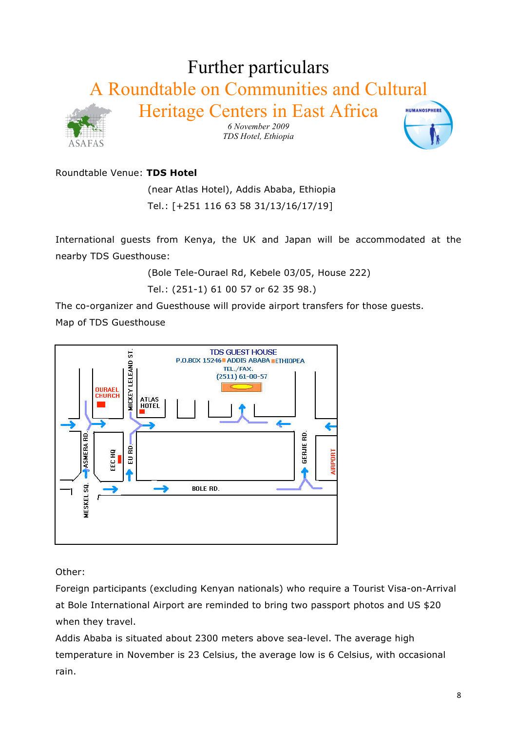# Further particulars

## A Roundtable on Communities and Cultural Heritage Centers in East Africa

*6 November 2009*
*TDS Hotel, Ethiopia*

ASAFAS

HUMANOSPHERE

Roundtable Venue: **TDS Hotel**

(near Atlas Hotel), Addis Ababa, Ethiopia

Tel.: [+251 116 63 58 31/13/16/17/19]

International guests from Kenya, the UK and Japan will be accommodated at the nearby TDS Guesthouse:

(Bole Tele-Ourael Rd, Kebele 03/05, House 222)

Tel.: (251-1) 61 00 57 or 62 35 98.)

The co-organizer and Guesthouse will provide airport transfers for those guests.

Map of TDS Guesthouse

TDS GUEST HOUSE
P.O.BOX 15246 ADDIS ABABA ETHIOPEA
TEL./FAX.
(2511) 61-00-57
MICKEY LELEAND ST.
OURAEL CHURCH
ATLAS HOTEL
ASMERA RD.
EEC HQ
EU RD.
GERJIE RD.
AIRPORT
MESKEL SQ.
BOLE RD.

Other:

Foreign participants (excluding Kenyan nationals) who require a Tourist Visa-on-Arrival at Bole International Airport are reminded to bring two passport photos and US $20 when they travel.

Addis Ababa is situated about 2300 meters above sea-level. The average high temperature in November is 23 Celsius, the average low is 6 Celsius, with occasional rain.